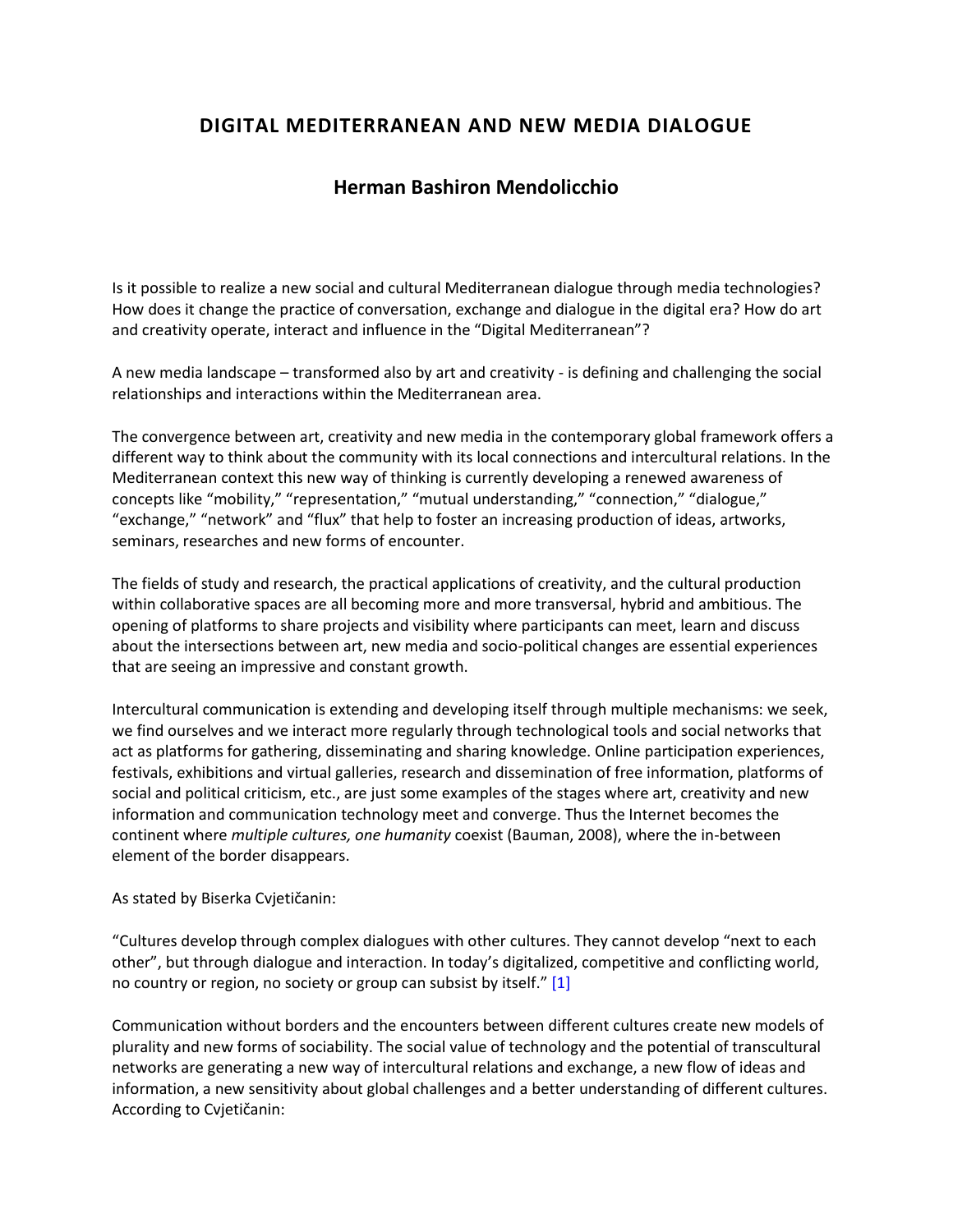# DIGITAL MEDITERRANEAN AND NEW MEDIA DIALOGUE

## Herman Bashiron Mendolicchio

Is it possible to realize a new social and cultural Mediterranean dialogue through media technologies? How does it change the practice of conversation, exchange and dialogue in the digital era? How do art and creativity operate, interact and influence in the "Digital Mediterranean"?

A new media landscape – transformed also by art and creativity - is defining and challenging the social relationships and interactions within the Mediterranean area.

The convergence between art, creativity and new media in the contemporary global framework offers a different way to think about the community with its local connections and intercultural relations. In the Mediterranean context this new way of thinking is currently developing a renewed awareness of concepts like "mobility," "representation," "mutual understanding," "connection," "dialogue," "exchange," "network" and "flux" that help to foster an increasing production of ideas, artworks, seminars, researches and new forms of encounter.

The fields of study and research, the practical applications of creativity, and the cultural production within collaborative spaces are all becoming more and more transversal, hybrid and ambitious. The opening of platforms to share projects and visibility where participants can meet, learn and discuss about the intersections between art, new media and socio-political changes are essential experiences that are seeing an impressive and constant growth.

Intercultural communication is extending and developing itself through multiple mechanisms: we seek, we find ourselves and we interact more regularly through technological tools and social networks that act as platforms for gathering, disseminating and sharing knowledge. Online participation experiences, festivals, exhibitions and virtual galleries, research and dissemination of free information, platforms of social and political criticism, etc., are just some examples of the stages where art, creativity and new information and communication technology meet and converge. Thus the Internet becomes the continent where *multiple cultures, one humanity* coexist (Bauman, 2008), where the in-between element of the border disappears.

As stated by Biserka Cvjetičanin:

"Cultures develop through complex dialogues with other cultures. They cannot develop "next to each other", but through dialogue and interaction. In today's digitalized, competitive and conflicting world, no country or region, no society or group can subsist by itself." [1]

Communication without borders and the encounters between different cultures create new models of plurality and new forms of sociability. The social value of technology and the potential of transcultural networks are generating a new way of intercultural relations and exchange, a new flow of ideas and information, a new sensitivity about global challenges and a better understanding of different cultures. According to Cvjetičanin: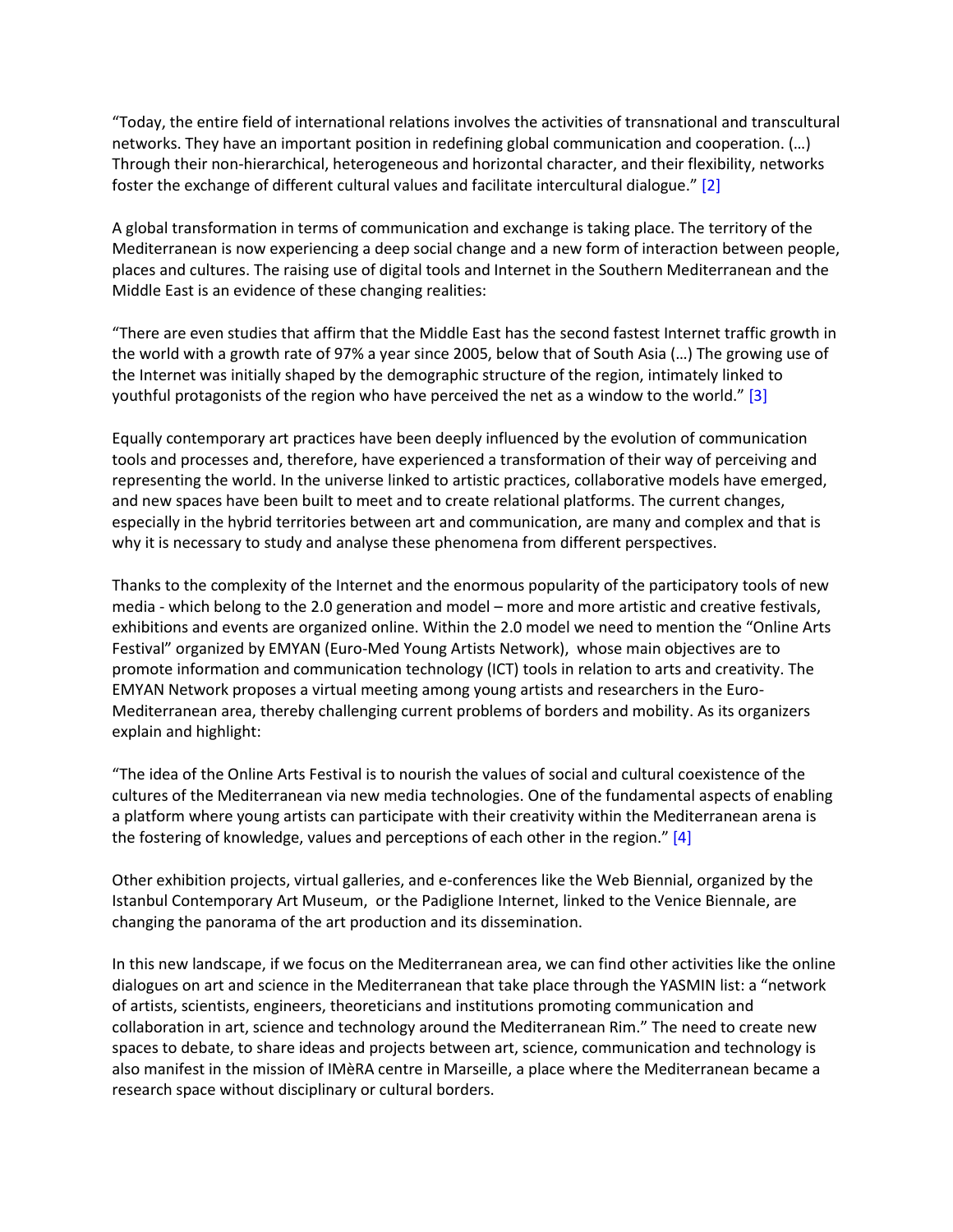"Today, the entire field of international relations involves the activities of transnational and transcultural networks. They have an important position in redefining global communication and cooperation. (…) Through their non-hierarchical, heterogeneous and horizontal character, and their flexibility, networks foster the exchange of different cultural values and facilitate intercultural dialogue." [2]

A global transformation in terms of communication and exchange is taking place. The territory of the Mediterranean is now experiencing a deep social change and a new form of interaction between people, places and cultures. The raising use of digital tools and Internet in the Southern Mediterranean and the Middle East is an evidence of these changing realities:

"There are even studies that affirm that the Middle East has the second fastest Internet traffic growth in the world with a growth rate of 97% a year since 2005, below that of South Asia (…) The growing use of the Internet was initially shaped by the demographic structure of the region, intimately linked to youthful protagonists of the region who have perceived the net as a window to the world." [3]

Equally contemporary art practices have been deeply influenced by the evolution of communication tools and processes and, therefore, have experienced a transformation of their way of perceiving and representing the world. In the universe linked to artistic practices, collaborative models have emerged, and new spaces have been built to meet and to create relational platforms. The current changes, especially in the hybrid territories between art and communication, are many and complex and that is why it is necessary to study and analyse these phenomena from different perspectives.

Thanks to the complexity of the Internet and the enormous popularity of the participatory tools of new media - which belong to the 2.0 generation and model – more and more artistic and creative festivals, exhibitions and events are organized online. Within the 2.0 model we need to mention the "Online Arts Festival" organized by EMYAN (Euro-Med Young Artists Network), whose main objectives are to promote information and communication technology (ICT) tools in relation to arts and creativity. The EMYAN Network proposes a virtual meeting among young artists and researchers in the Euro-Mediterranean area, thereby challenging current problems of borders and mobility. As its organizers explain and highlight:

"The idea of the Online Arts Festival is to nourish the values of social and cultural coexistence of the cultures of the Mediterranean via new media technologies. One of the fundamental aspects of enabling a platform where young artists can participate with their creativity within the Mediterranean arena is the fostering of knowledge, values and perceptions of each other in the region." [4]

Other exhibition projects, virtual galleries, and e-conferences like the Web Biennial, organized by the Istanbul Contemporary Art Museum, or the Padiglione Internet, linked to the Venice Biennale, are changing the panorama of the art production and its dissemination.

In this new landscape, if we focus on the Mediterranean area, we can find other activities like the online dialogues on art and science in the Mediterranean that take place through the YASMIN list: a "network of artists, scientists, engineers, theoreticians and institutions promoting communication and collaboration in art, science and technology around the Mediterranean Rim." The need to create new spaces to debate, to share ideas and projects between art, science, communication and technology is also manifest in the mission of IMèRA centre in Marseille, a place where the Mediterranean became a research space without disciplinary or cultural borders.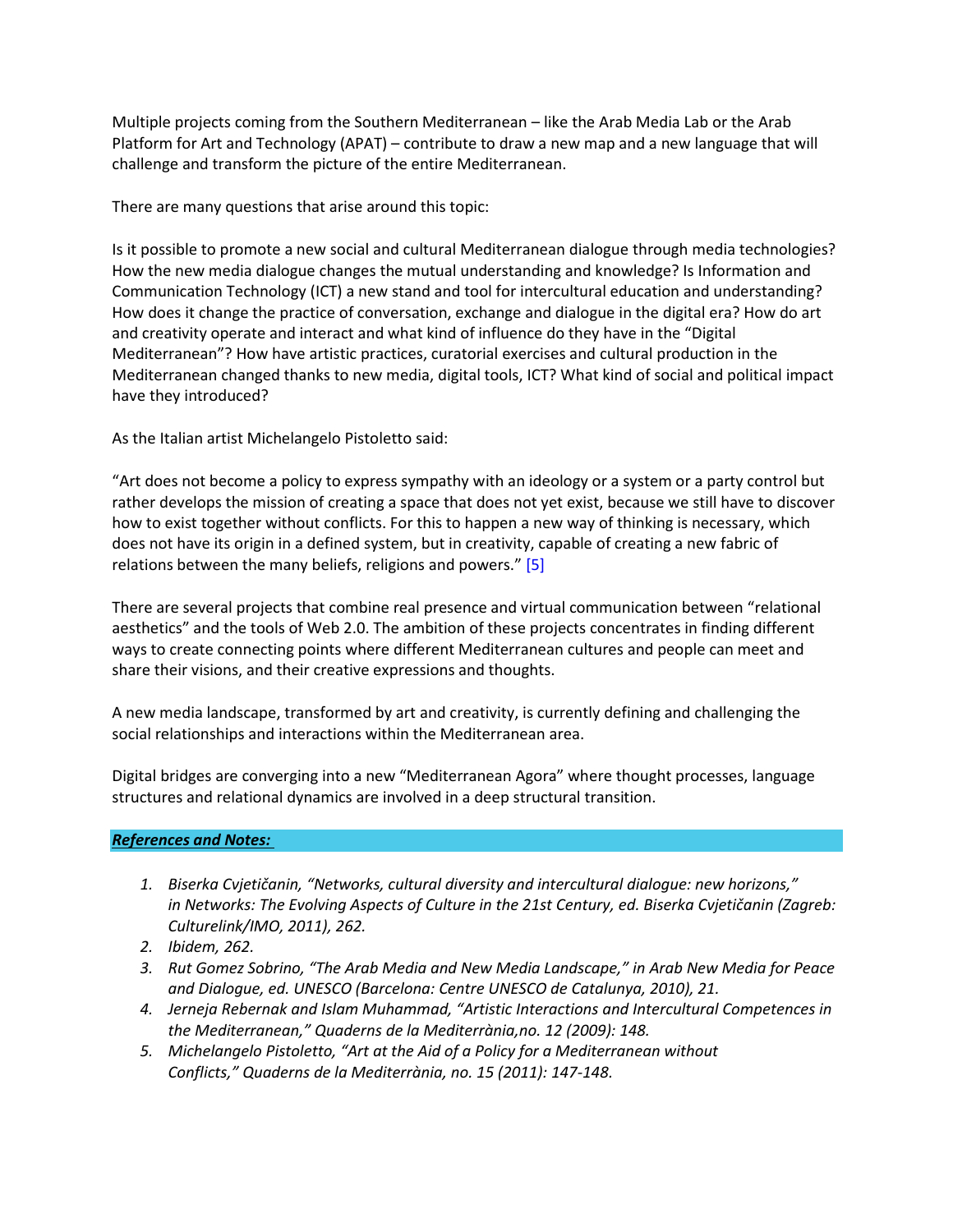Multiple projects coming from the Southern Mediterranean – like the Arab Media Lab or the Arab Platform for Art and Technology (APAT) – contribute to draw a new map and a new language that will challenge and transform the picture of the entire Mediterranean.

There are many questions that arise around this topic:

Is it possible to promote a new social and cultural Mediterranean dialogue through media technologies? How the new media dialogue changes the mutual understanding and knowledge? Is Information and Communication Technology (ICT) a new stand and tool for intercultural education and understanding? How does it change the practice of conversation, exchange and dialogue in the digital era? How do art and creativity operate and interact and what kind of influence do they have in the "Digital Mediterranean"? How have artistic practices, curatorial exercises and cultural production in the Mediterranean changed thanks to new media, digital tools, ICT? What kind of social and political impact have they introduced?

As the Italian artist Michelangelo Pistoletto said:

"Art does not become a policy to express sympathy with an ideology or a system or a party control but rather develops the mission of creating a space that does not yet exist, because we still have to discover how to exist together without conflicts. For this to happen a new way of thinking is necessary, which does not have its origin in a defined system, but in creativity, capable of creating a new fabric of relations between the many beliefs, religions and powers." [5]

There are several projects that combine real presence and virtual communication between "relational aesthetics" and the tools of Web 2.0. The ambition of these projects concentrates in finding different ways to create connecting points where different Mediterranean cultures and people can meet and share their visions, and their creative expressions and thoughts.

A new media landscape, transformed by art and creativity, is currently defining and challenging the social relationships and interactions within the Mediterranean area.

Digital bridges are converging into a new "Mediterranean Agora" where thought processes, language structures and relational dynamics are involved in a deep structural transition.

***References and Notes:***

1. *Biserka Cvjetičanin, "Networks, cultural diversity and intercultural dialogue: new horizons," in Networks: The Evolving Aspects of Culture in the 21st Century, ed. Biserka Cvjetičanin (Zagreb: Culturelink/IMO, 2011), 262.*
2. *Ibidem, 262.*
3. *Rut Gomez Sobrino, "The Arab Media and New Media Landscape," in Arab New Media for Peace and Dialogue, ed. UNESCO (Barcelona: Centre UNESCO de Catalunya, 2010), 21.*
4. *Jerneja Rebernak and Islam Muhammad, "Artistic Interactions and Intercultural Competences in the Mediterranean," Quaderns de la Mediterrània,no. 12 (2009): 148.*
5. *Michelangelo Pistoletto, "Art at the Aid of a Policy for a Mediterranean without Conflicts," Quaderns de la Mediterrània, no. 15 (2011): 147-148.*